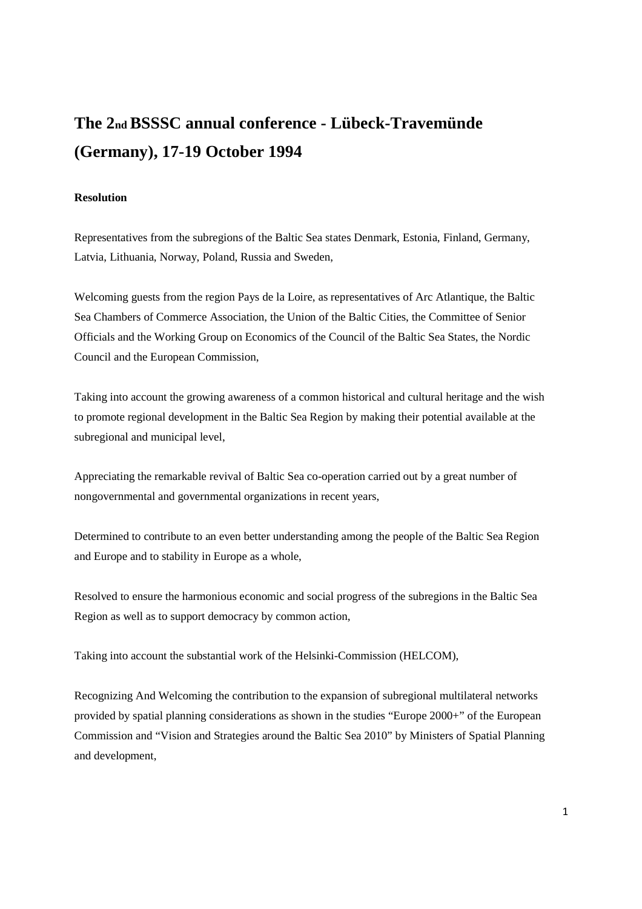# The 2nd BSSSC annual conference - Lübeck-Travemünde (Germany), 17-19 October 1994

**Resolution**

Representatives from the subregions of the Baltic Sea states Denmark, Estonia, Finland, Germany, Latvia, Lithuania, Norway, Poland, Russia and Sweden,

Welcoming guests from the region Pays de la Loire, as representatives of Arc Atlantique, the Baltic Sea Chambers of Commerce Association, the Union of the Baltic Cities, the Committee of Senior Officials and the Working Group on Economics of the Council of the Baltic Sea States, the Nordic Council and the European Commission,

Taking into account the growing awareness of a common historical and cultural heritage and the wish to promote regional development in the Baltic Sea Region by making their potential available at the subregional and municipal level,

Appreciating the remarkable revival of Baltic Sea co-operation carried out by a great number of nongovernmental and governmental organizations in recent years,

Determined to contribute to an even better understanding among the people of the Baltic Sea Region and Europe and to stability in Europe as a whole,

Resolved to ensure the harmonious economic and social progress of the subregions in the Baltic Sea Region as well as to support democracy by common action,

Taking into account the substantial work of the Helsinki-Commission (HELCOM),

Recognizing And Welcoming the contribution to the expansion of subregional multilateral networks provided by spatial planning considerations as shown in the studies "Europe 2000+" of the European Commission and "Vision and Strategies around the Baltic Sea 2010" by Ministers of Spatial Planning and development,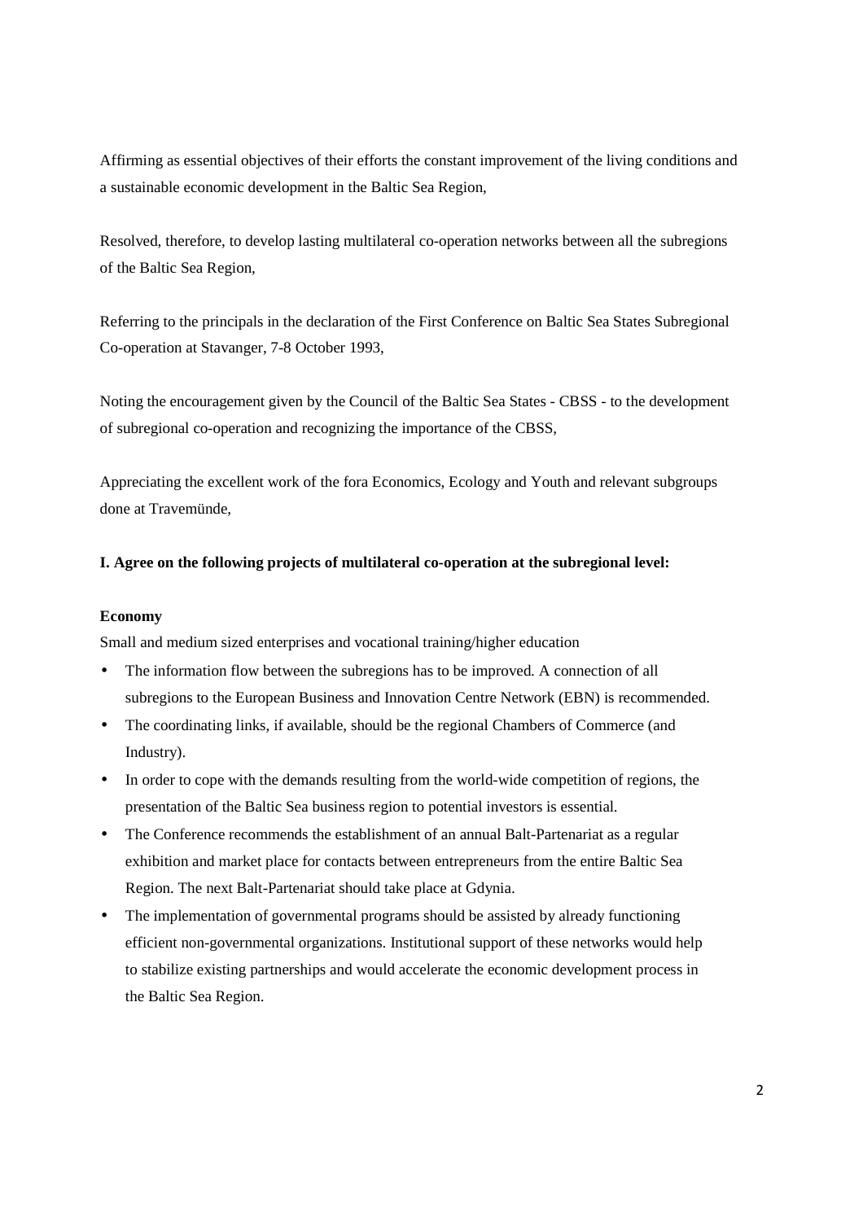Affirming as essential objectives of their efforts the constant improvement of the living conditions and a sustainable economic development in the Baltic Sea Region,

Resolved, therefore, to develop lasting multilateral co-operation networks between all the subregions of the Baltic Sea Region,

Referring to the principals in the declaration of the First Conference on Baltic Sea States Subregional Co-operation at Stavanger, 7-8 October 1993,

Noting the encouragement given by the Council of the Baltic Sea States - CBSS - to the development of subregional co-operation and recognizing the importance of the CBSS,

Appreciating the excellent work of the fora Economics, Ecology and Youth and relevant subgroups done at Travemünde,

**I. Agree on the following projects of multilateral co-operation at the subregional level:**

**Economy**

Small and medium sized enterprises and vocational training/higher education

- The information flow between the subregions has to be improved. A connection of all subregions to the European Business and Innovation Centre Network (EBN) is recommended.
- The coordinating links, if available, should be the regional Chambers of Commerce (and Industry).
- In order to cope with the demands resulting from the world-wide competition of regions, the presentation of the Baltic Sea business region to potential investors is essential.
- The Conference recommends the establishment of an annual Balt-Partenariat as a regular exhibition and market place for contacts between entrepreneurs from the entire Baltic Sea Region. The next Balt-Partenariat should take place at Gdynia.
- The implementation of governmental programs should be assisted by already functioning efficient non-governmental organizations. Institutional support of these networks would help to stabilize existing partnerships and would accelerate the economic development process in the Baltic Sea Region.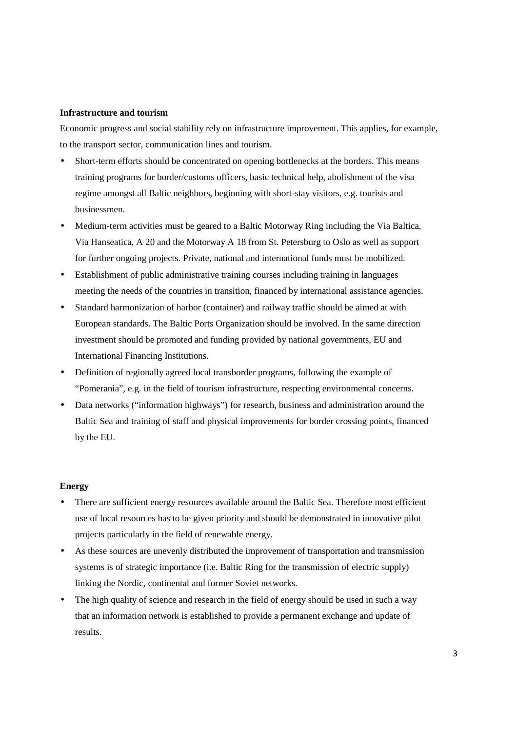**Infrastructure and tourism**

Economic progress and social stability rely on infrastructure improvement. This applies, for example, to the transport sector, communication lines and tourism.

- Short-term efforts should be concentrated on opening bottlenecks at the borders. This means training programs for border/customs officers, basic technical help, abolishment of the visa regime amongst all Baltic neighbors, beginning with short-stay visitors, e.g. tourists and businessmen.
- Medium-term activities must be geared to a Baltic Motorway Ring including the Via Baltica, Via Hanseatica, A 20 and the Motorway A 18 from St. Petersburg to Oslo as well as support for further ongoing projects. Private, national and international funds must be mobilized.
- Establishment of public administrative training courses including training in languages meeting the needs of the countries in transition, financed by international assistance agencies.
- Standard harmonization of harbor (container) and railway traffic should be aimed at with European standards. The Baltic Ports Organization should be involved. In the same direction investment should be promoted and funding provided by national governments, EU and International Financing Institutions.
- Definition of regionally agreed local transborder programs, following the example of "Pomerania", e.g. in the field of tourism infrastructure, respecting environmental concerns.
- Data networks ("information highways") for research, business and administration around the Baltic Sea and training of staff and physical improvements for border crossing points, financed by the EU.

**Energy**

- There are sufficient energy resources available around the Baltic Sea. Therefore most efficient use of local resources has to be given priority and should be demonstrated in innovative pilot projects particularly in the field of renewable energy.
- As these sources are unevenly distributed the improvement of transportation and transmission systems is of strategic importance (i.e. Baltic Ring for the transmission of electric supply) linking the Nordic, continental and former Soviet networks.
- The high quality of science and research in the field of energy should be used in such a way that an information network is established to provide a permanent exchange and update of results.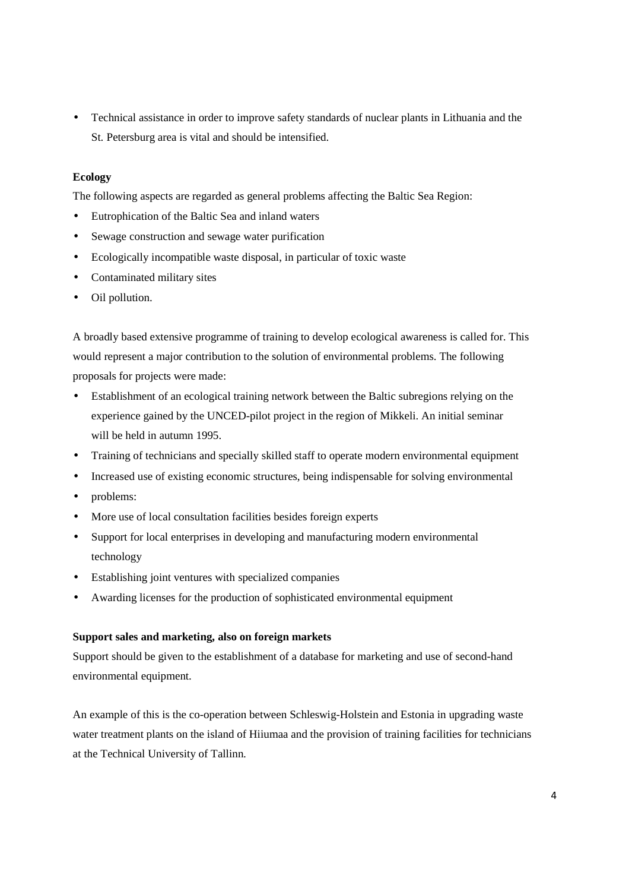- Technical assistance in order to improve safety standards of nuclear plants in Lithuania and the St. Petersburg area is vital and should be intensified.

**Ecology**

The following aspects are regarded as general problems affecting the Baltic Sea Region:

- Eutrophication of the Baltic Sea and inland waters
- Sewage construction and sewage water purification
- Ecologically incompatible waste disposal, in particular of toxic waste
- Contaminated military sites
- Oil pollution.

A broadly based extensive programme of training to develop ecological awareness is called for. This would represent a major contribution to the solution of environmental problems. The following proposals for projects were made:

- Establishment of an ecological training network between the Baltic subregions relying on the experience gained by the UNCED-pilot project in the region of Mikkeli. An initial seminar will be held in autumn 1995.
- Training of technicians and specially skilled staff to operate modern environmental equipment
- Increased use of existing economic structures, being indispensable for solving environmental
- problems:
- More use of local consultation facilities besides foreign experts
- Support for local enterprises in developing and manufacturing modern environmental technology
- Establishing joint ventures with specialized companies
- Awarding licenses for the production of sophisticated environmental equipment

**Support sales and marketing, also on foreign markets**

Support should be given to the establishment of a database for marketing and use of second-hand environmental equipment.

An example of this is the co-operation between Schleswig-Holstein and Estonia in upgrading waste water treatment plants on the island of Hiiumaa and the provision of training facilities for technicians at the Technical University of Tallinn.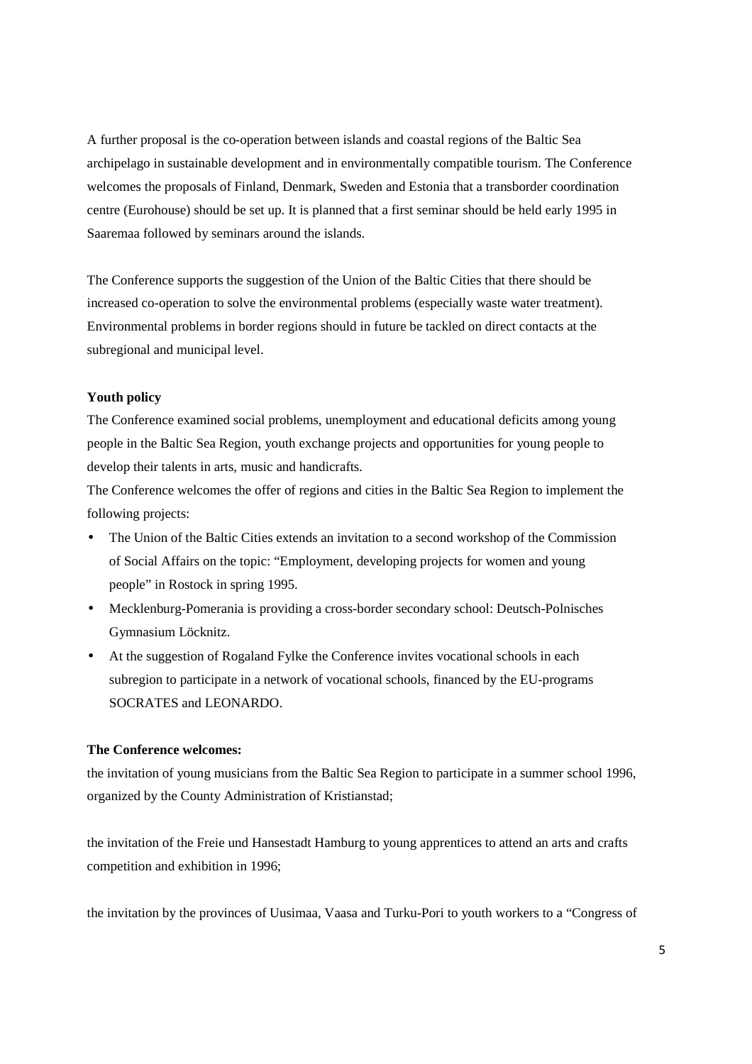A further proposal is the co-operation between islands and coastal regions of the Baltic Sea archipelago in sustainable development and in environmentally compatible tourism. The Conference welcomes the proposals of Finland, Denmark, Sweden and Estonia that a transborder coordination centre (Eurohouse) should be set up. It is planned that a first seminar should be held early 1995 in Saaremaa followed by seminars around the islands.

The Conference supports the suggestion of the Union of the Baltic Cities that there should be increased co-operation to solve the environmental problems (especially waste water treatment). Environmental problems in border regions should in future be tackled on direct contacts at the subregional and municipal level.

**Youth policy**

The Conference examined social problems, unemployment and educational deficits among young people in the Baltic Sea Region, youth exchange projects and opportunities for young people to develop their talents in arts, music and handicrafts.

The Conference welcomes the offer of regions and cities in the Baltic Sea Region to implement the following projects:

- The Union of the Baltic Cities extends an invitation to a second workshop of the Commission of Social Affairs on the topic: "Employment, developing projects for women and young people" in Rostock in spring 1995.
- Mecklenburg-Pomerania is providing a cross-border secondary school: Deutsch-Polnisches Gymnasium Löcknitz.
- At the suggestion of Rogaland Fylke the Conference invites vocational schools in each subregion to participate in a network of vocational schools, financed by the EU-programs SOCRATES and LEONARDO.

**The Conference welcomes:**

the invitation of young musicians from the Baltic Sea Region to participate in a summer school 1996, organized by the County Administration of Kristianstad;

the invitation of the Freie und Hansestadt Hamburg to young apprentices to attend an arts and crafts competition and exhibition in 1996;

the invitation by the provinces of Uusimaa, Vaasa and Turku-Pori to youth workers to a "Congress of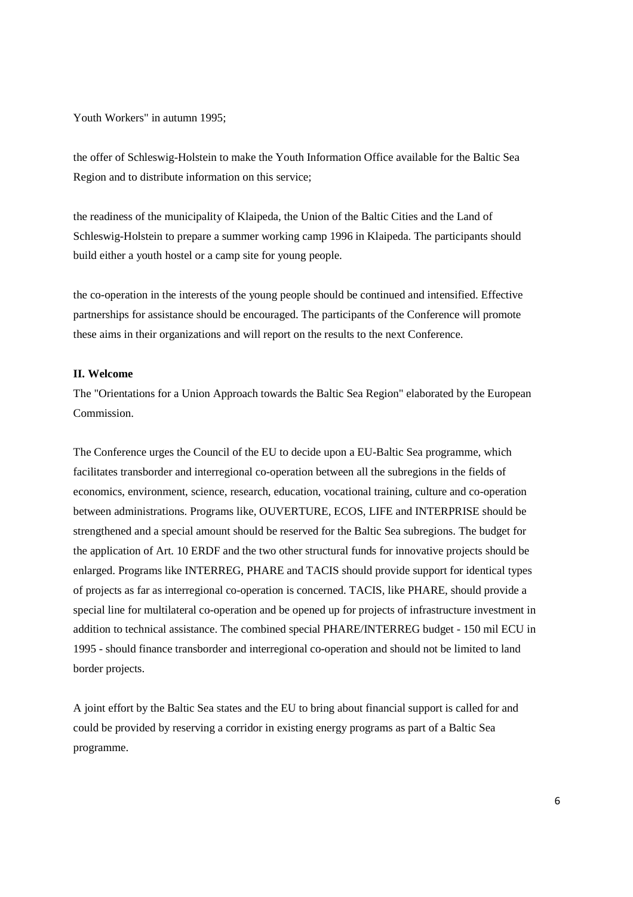Youth Workers" in autumn 1995;

the offer of Schleswig-Holstein to make the Youth Information Office available for the Baltic Sea Region and to distribute information on this service;

the readiness of the municipality of Klaipeda, the Union of the Baltic Cities and the Land of Schleswig-Holstein to prepare a summer working camp 1996 in Klaipeda. The participants should build either a youth hostel or a camp site for young people.

the co-operation in the interests of the young people should be continued and intensified. Effective partnerships for assistance should be encouraged. The participants of the Conference will promote these aims in their organizations and will report on the results to the next Conference.

**II. Welcome**

The "Orientations for a Union Approach towards the Baltic Sea Region" elaborated by the European Commission.

The Conference urges the Council of the EU to decide upon a EU-Baltic Sea programme, which facilitates transborder and interregional co-operation between all the subregions in the fields of economics, environment, science, research, education, vocational training, culture and co-operation between administrations. Programs like, OUVERTURE, ECOS, LIFE and INTERPRISE should be strengthened and a special amount should be reserved for the Baltic Sea subregions. The budget for the application of Art. 10 ERDF and the two other structural funds for innovative projects should be enlarged. Programs like INTERREG, PHARE and TACIS should provide support for identical types of projects as far as interregional co-operation is concerned. TACIS, like PHARE, should provide a special line for multilateral co-operation and be opened up for projects of infrastructure investment in addition to technical assistance. The combined special PHARE/INTERREG budget - 150 mil ECU in 1995 - should finance transborder and interregional co-operation and should not be limited to land border projects.

A joint effort by the Baltic Sea states and the EU to bring about financial support is called for and could be provided by reserving a corridor in existing energy programs as part of a Baltic Sea programme.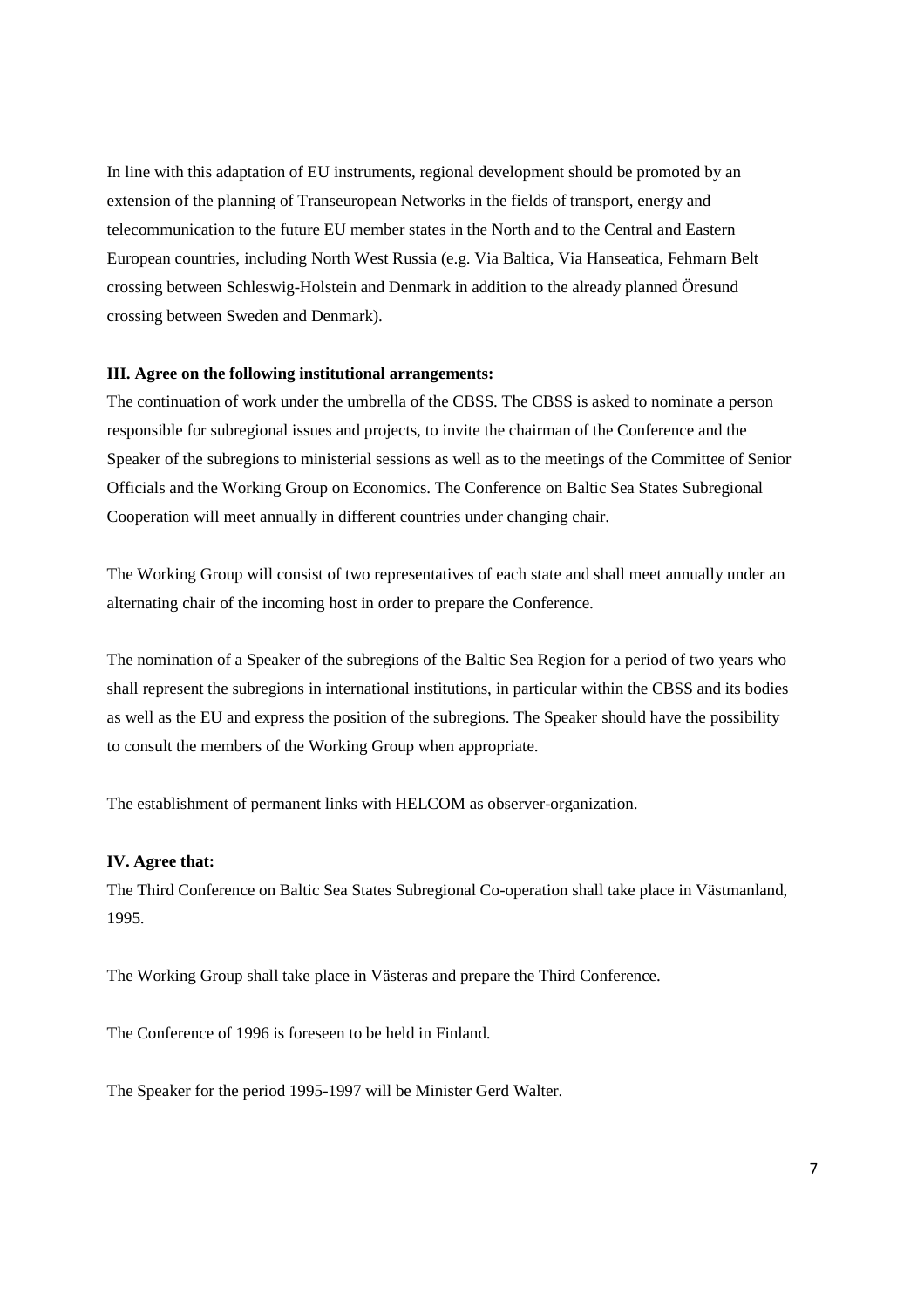In line with this adaptation of EU instruments, regional development should be promoted by an extension of the planning of Transeuropean Networks in the fields of transport, energy and telecommunication to the future EU member states in the North and to the Central and Eastern European countries, including North West Russia (e.g. Via Baltica, Via Hanseatica, Fehmarn Belt crossing between Schleswig-Holstein and Denmark in addition to the already planned Öresund crossing between Sweden and Denmark).

**III. Agree on the following institutional arrangements:**

The continuation of work under the umbrella of the CBSS. The CBSS is asked to nominate a person responsible for subregional issues and projects, to invite the chairman of the Conference and the Speaker of the subregions to ministerial sessions as well as to the meetings of the Committee of Senior Officials and the Working Group on Economics. The Conference on Baltic Sea States Subregional Cooperation will meet annually in different countries under changing chair.

The Working Group will consist of two representatives of each state and shall meet annually under an alternating chair of the incoming host in order to prepare the Conference.

The nomination of a Speaker of the subregions of the Baltic Sea Region for a period of two years who shall represent the subregions in international institutions, in particular within the CBSS and its bodies as well as the EU and express the position of the subregions. The Speaker should have the possibility to consult the members of the Working Group when appropriate.

The establishment of permanent links with HELCOM as observer-organization.

**IV. Agree that:**

The Third Conference on Baltic Sea States Subregional Co-operation shall take place in Västmanland, 1995.

The Working Group shall take place in Västeras and prepare the Third Conference.

The Conference of 1996 is foreseen to be held in Finland.

The Speaker for the period 1995-1997 will be Minister Gerd Walter.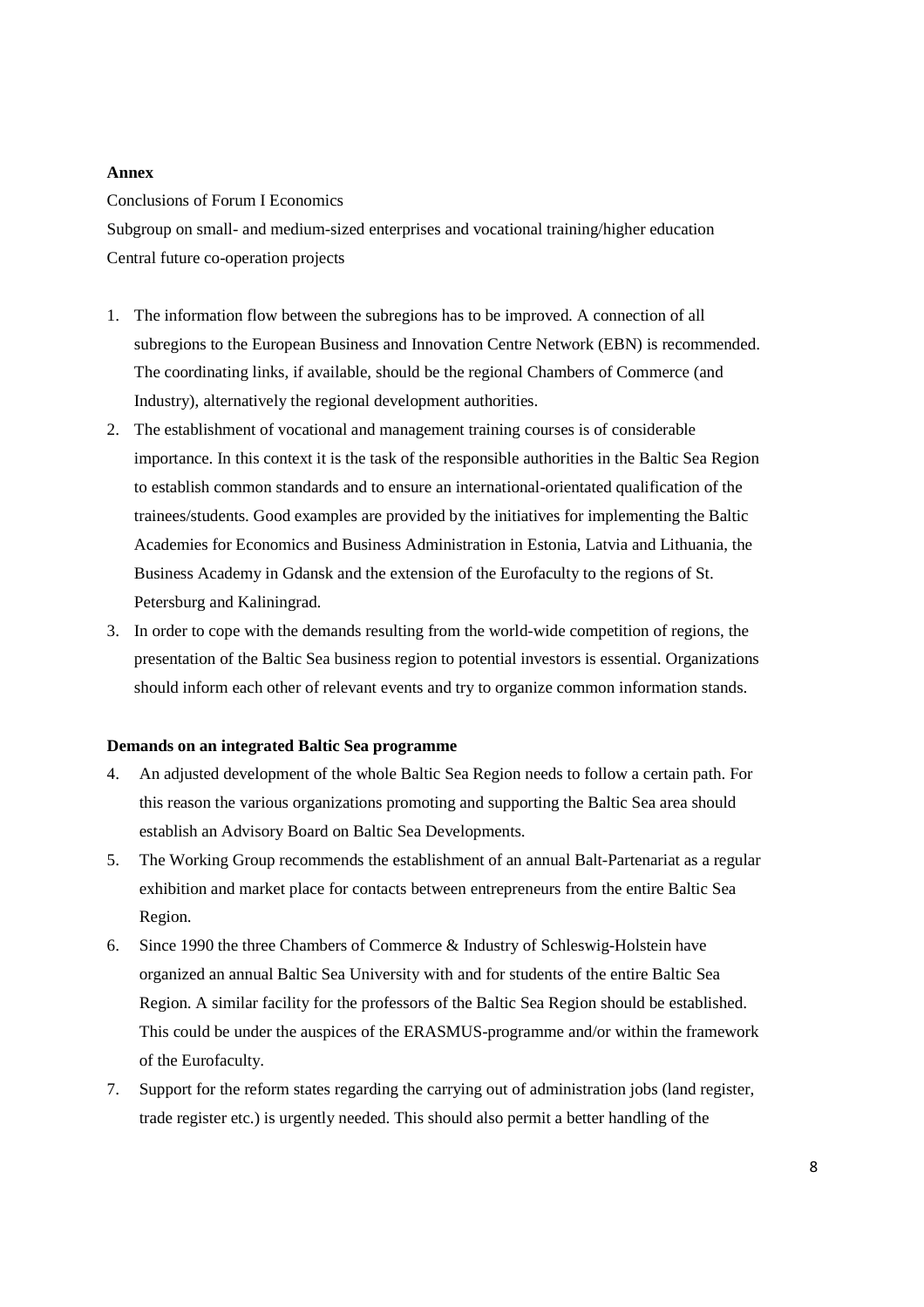**Annex**

Conclusions of Forum I Economics

Subgroup on small- and medium-sized enterprises and vocational training/higher education

Central future co-operation projects

1. The information flow between the subregions has to be improved. A connection of all subregions to the European Business and Innovation Centre Network (EBN) is recommended. The coordinating links, if available, should be the regional Chambers of Commerce (and Industry), alternatively the regional development authorities.
2. The establishment of vocational and management training courses is of considerable importance. In this context it is the task of the responsible authorities in the Baltic Sea Region to establish common standards and to ensure an international-orientated qualification of the trainees/students. Good examples are provided by the initiatives for implementing the Baltic Academies for Economics and Business Administration in Estonia, Latvia and Lithuania, the Business Academy in Gdansk and the extension of the Eurofaculty to the regions of St. Petersburg and Kaliningrad.
3. In order to cope with the demands resulting from the world-wide competition of regions, the presentation of the Baltic Sea business region to potential investors is essential. Organizations should inform each other of relevant events and try to organize common information stands.

**Demands on an integrated Baltic Sea programme**

4. An adjusted development of the whole Baltic Sea Region needs to follow a certain path. For this reason the various organizations promoting and supporting the Baltic Sea area should establish an Advisory Board on Baltic Sea Developments.
5. The Working Group recommends the establishment of an annual Balt-Partenariat as a regular exhibition and market place for contacts between entrepreneurs from the entire Baltic Sea Region.
6. Since 1990 the three Chambers of Commerce & Industry of Schleswig-Holstein have organized an annual Baltic Sea University with and for students of the entire Baltic Sea Region. A similar facility for the professors of the Baltic Sea Region should be established. This could be under the auspices of the ERASMUS-programme and/or within the framework of the Eurofaculty.
7. Support for the reform states regarding the carrying out of administration jobs (land register, trade register etc.) is urgently needed. This should also permit a better handling of the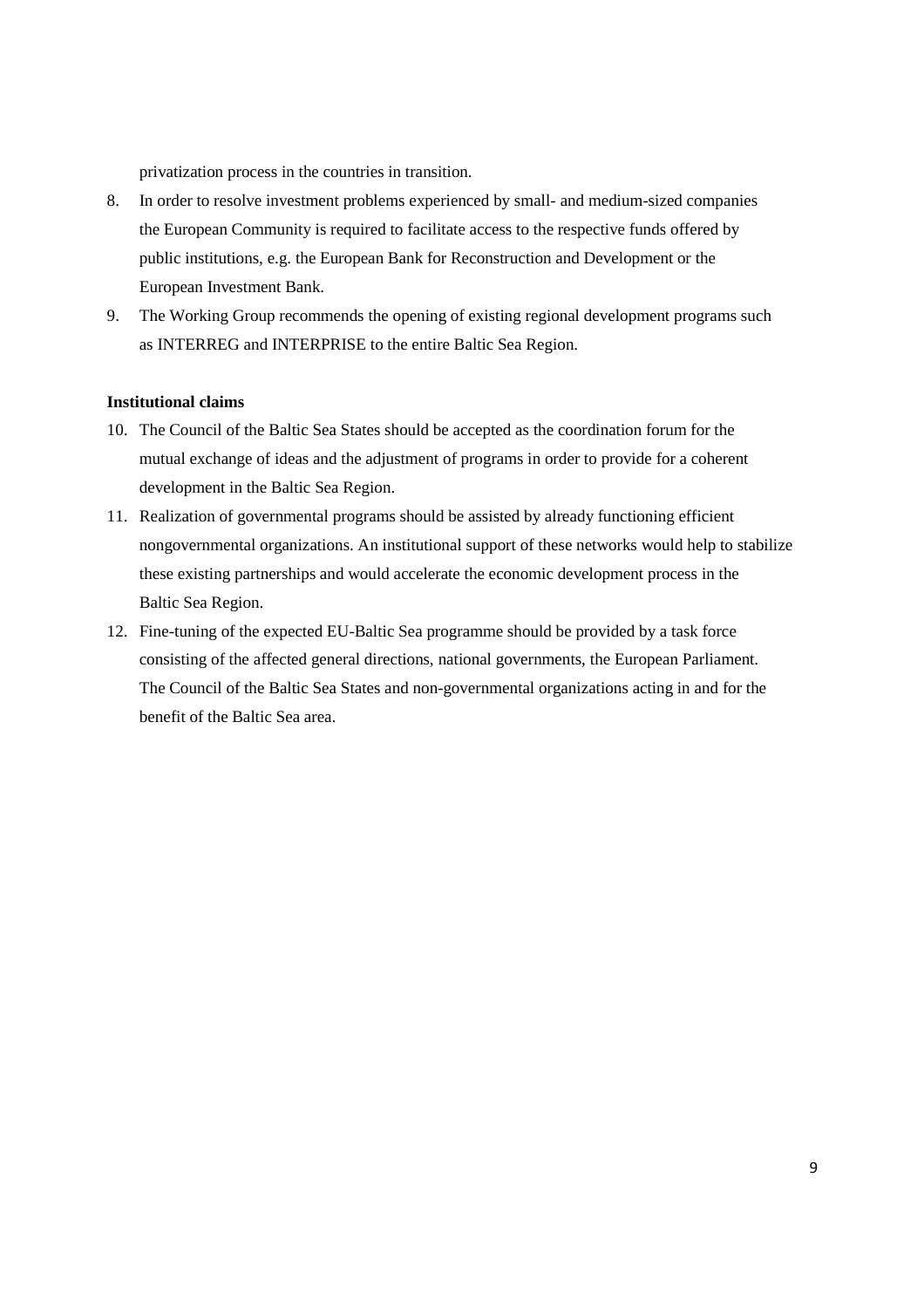privatization process in the countries in transition.

8. In order to resolve investment problems experienced by small- and medium-sized companies the European Community is required to facilitate access to the respective funds offered by public institutions, e.g. the European Bank for Reconstruction and Development or the European Investment Bank.
9. The Working Group recommends the opening of existing regional development programs such as INTERREG and INTERPRISE to the entire Baltic Sea Region.

**Institutional claims**

10. The Council of the Baltic Sea States should be accepted as the coordination forum for the mutual exchange of ideas and the adjustment of programs in order to provide for a coherent development in the Baltic Sea Region.
11. Realization of governmental programs should be assisted by already functioning efficient nongovernmental organizations. An institutional support of these networks would help to stabilize these existing partnerships and would accelerate the economic development process in the Baltic Sea Region.
12. Fine-tuning of the expected EU-Baltic Sea programme should be provided by a task force consisting of the affected general directions, national governments, the European Parliament. The Council of the Baltic Sea States and non-governmental organizations acting in and for the benefit of the Baltic Sea area.